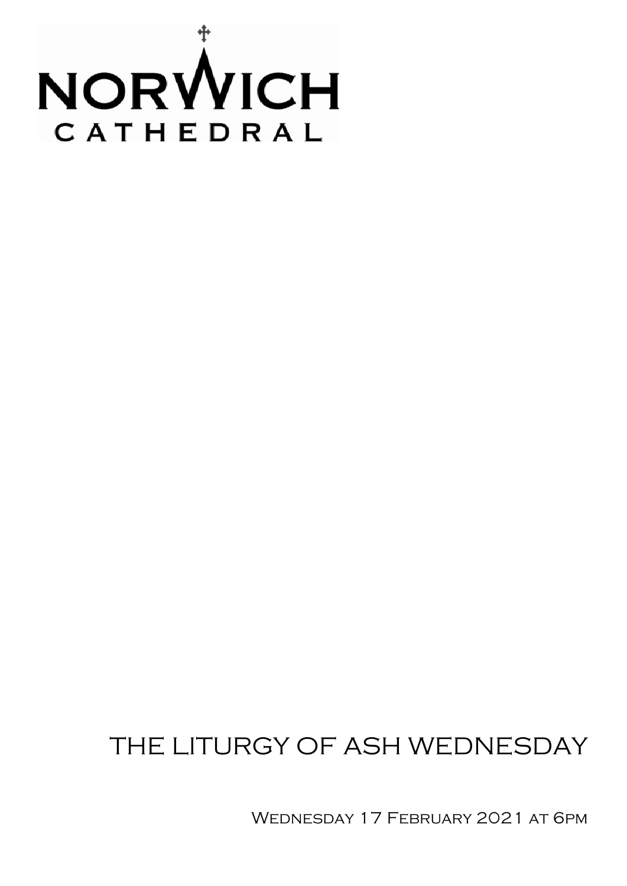# NORWICH CATHEDRAL

# THE LITURGY OF ASH WEDNESDAY

Wednesday 17 February 2021 at 6pm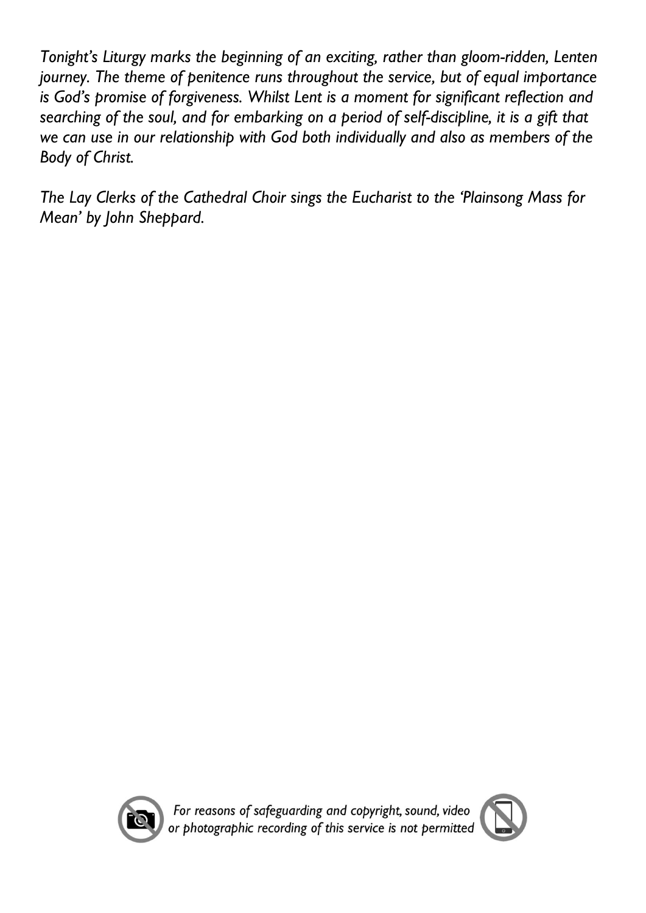*Tonight's Liturgy marks the beginning of an exciting, rather than gloom-ridden, Lenten journey. The theme of penitence runs throughout the service, but of equal importance is God's promise of forgiveness. Whilst Lent is a moment for significant reflection and searching of the soul, and for embarking on a period of self-discipline, it is a gift that we can use in our relationship with God both individually and also as members of the Body of Christ.*

*The Lay Clerks of the Cathedral Choir sings the Eucharist to the 'Plainsong Mass for Mean' by John Sheppard.*

*For reasons of safeguarding and copyright, sound, video or photographic recording of this service is not permitted*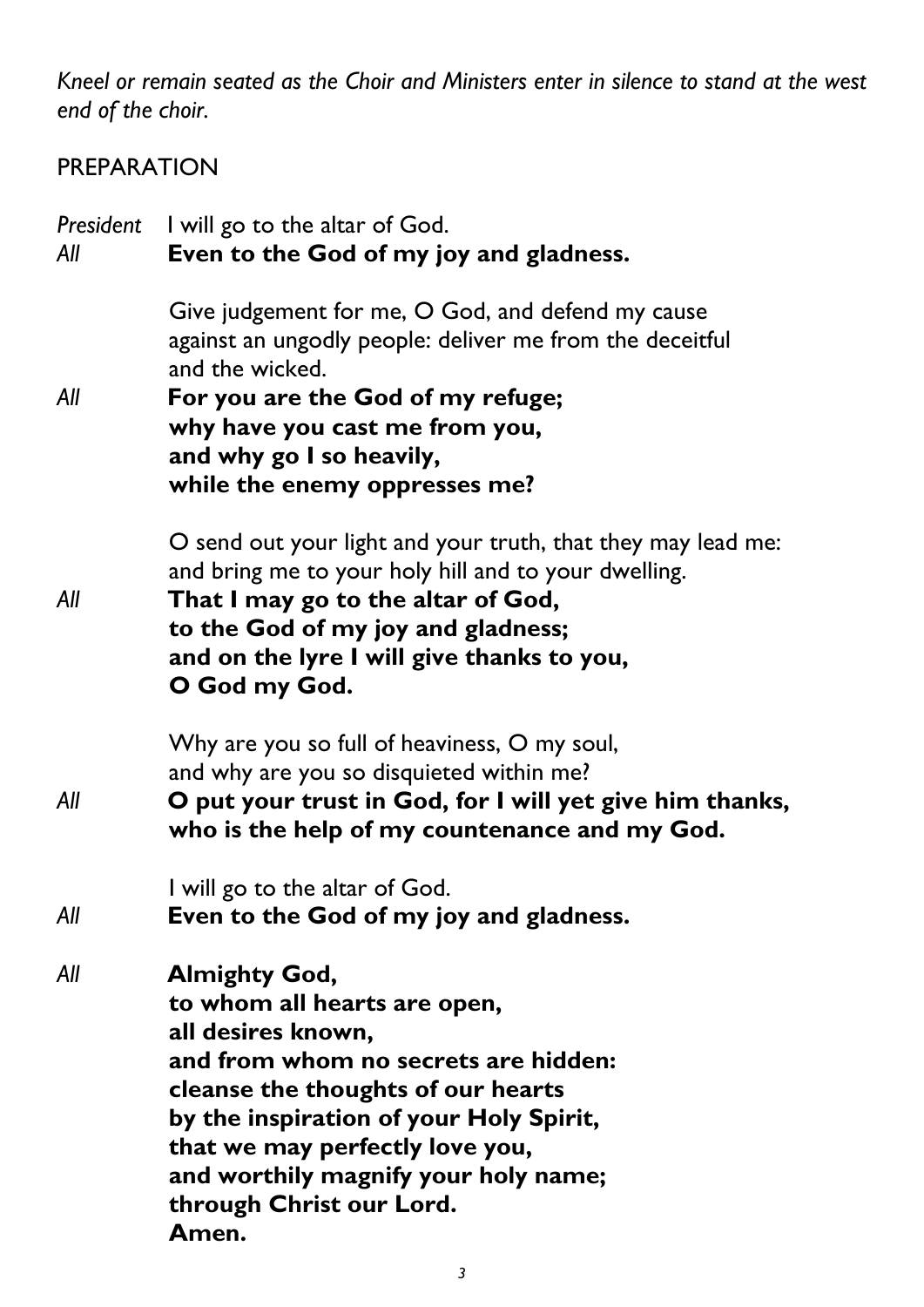*Kneel or remain seated as the Choir and Ministers enter in silence to stand at the west end of the choir.*

## PREPARATION

*President* I will go to the altar of God.
*All* **Even to the God of my joy and gladness.**

Give judgement for me, O God, and defend my cause
against an ungodly people: deliver me from the deceitful
and the wicked.

*All* **For you are the God of my refuge;**
**why have you cast me from you,**
**and why go I so heavily,**
**while the enemy oppresses me?**

O send out your light and your truth, that they may lead me:
and bring me to your holy hill and to your dwelling.

*All* **That I may go to the altar of God,**
**to the God of my joy and gladness;**
**and on the lyre I will give thanks to you,**
**O God my God.**

Why are you so full of heaviness, O my soul,
and why are you so disquieted within me?

*All* **O put your trust in God, for I will yet give him thanks,**
**who is the help of my countenance and my God.**

I will go to the altar of God.

*All* **Even to the God of my joy and gladness.**

*All* **Almighty God,**
**to whom all hearts are open,**
**all desires known,**
**and from whom no secrets are hidden:**
**cleanse the thoughts of our hearts**
**by the inspiration of your Holy Spirit,**
**that we may perfectly love you,**
**and worthily magnify your holy name;**
**through Christ our Lord.**
**Amen.**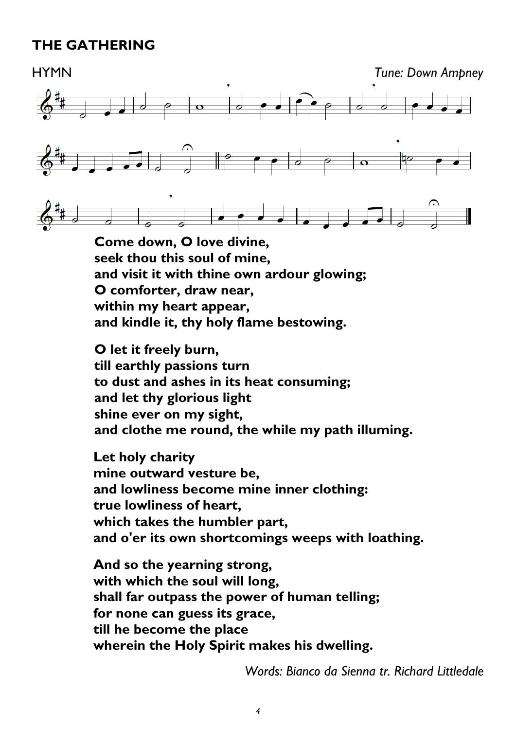## THE GATHERING

HYMN *Tune: Down Ampney*

**Come down, O love divine,**
**seek thou this soul of mine,**
**and visit it with thine own ardour glowing;**
**O comforter, draw near,**
**within my heart appear,**
**and kindle it, thy holy flame bestowing.**

**O let it freely burn,**
**till earthly passions turn**
**to dust and ashes in its heat consuming;**
**and let thy glorious light**
**shine ever on my sight,**
**and clothe me round, the while my path illuming.**

**Let holy charity**
**mine outward vesture be,**
**and lowliness become mine inner clothing:**
**true lowliness of heart,**
**which takes the humbler part,**
**and o'er its own shortcomings weeps with loathing.**

**And so the yearning strong,**
**with which the soul will long,**
**shall far outpass the power of human telling;**
**for none can guess its grace,**
**till he become the place**
**wherein the Holy Spirit makes his dwelling.**

*Words: Bianco da Sienna tr. Richard Littledale*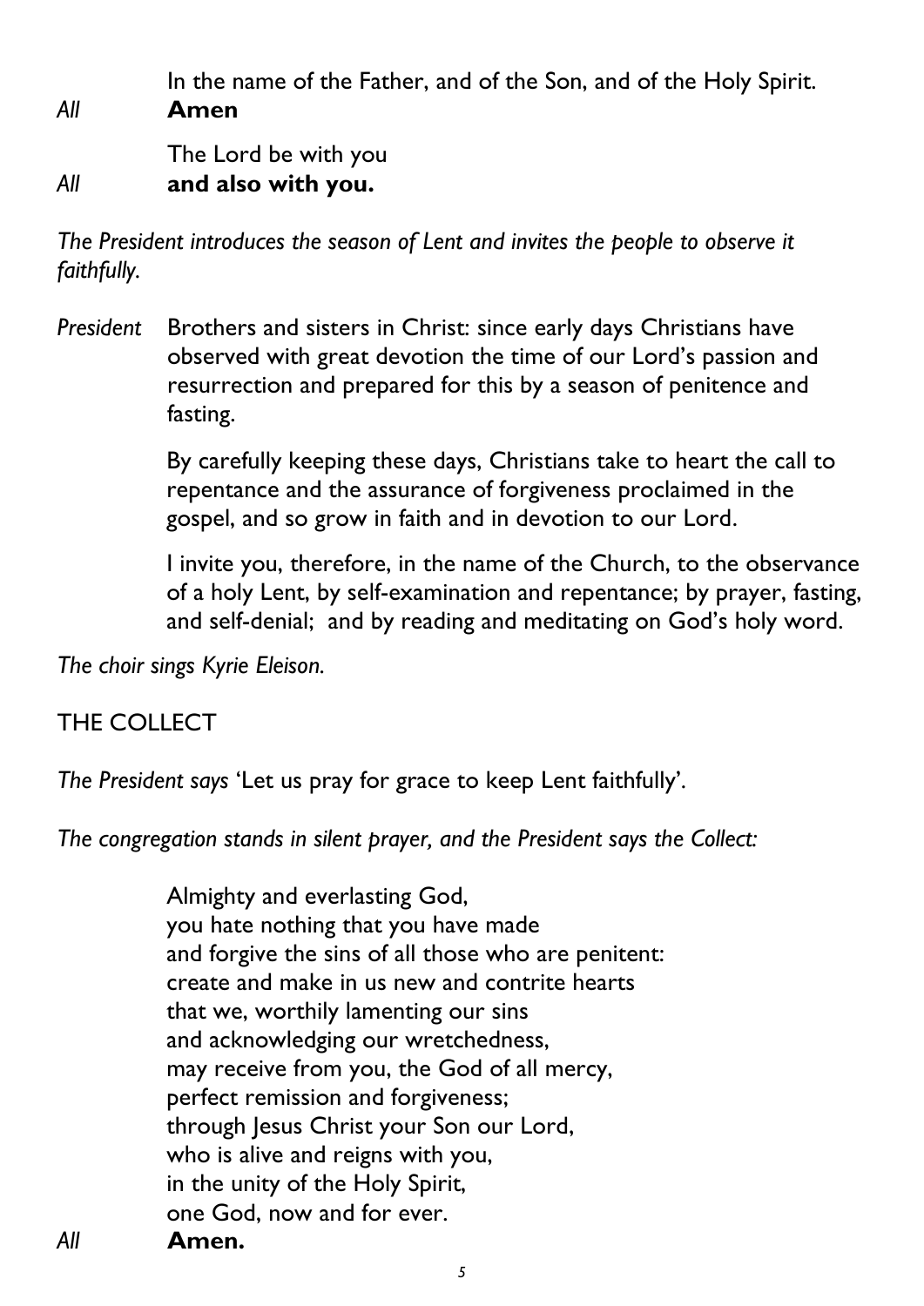In the name of the Father, and of the Son, and of the Holy Spirit.

*All* **Amen**

The Lord be with you

*All* **and also with you.**

*The President introduces the season of Lent and invites the people to observe it faithfully.*

*President* Brothers and sisters in Christ: since early days Christians have observed with great devotion the time of our Lord's passion and resurrection and prepared for this by a season of penitence and fasting.

By carefully keeping these days, Christians take to heart the call to repentance and the assurance of forgiveness proclaimed in the gospel, and so grow in faith and in devotion to our Lord.

I invite you, therefore, in the name of the Church, to the observance of a holy Lent, by self-examination and repentance; by prayer, fasting, and self-denial; and by reading and meditating on God's holy word.

*The choir sings Kyrie Eleison.*

## THE COLLECT

*The President says* 'Let us pray for grace to keep Lent faithfully'.

*The congregation stands in silent prayer, and the President says the Collect:*

Almighty and everlasting God,  
you hate nothing that you have made  
and forgive the sins of all those who are penitent:  
create and make in us new and contrite hearts  
that we, worthily lamenting our sins  
and acknowledging our wretchedness,  
may receive from you, the God of all mercy,  
perfect remission and forgiveness;  
through Jesus Christ your Son our Lord,  
who is alive and reigns with you,  
in the unity of the Holy Spirit,  
one God, now and for ever.

*All* **Amen.**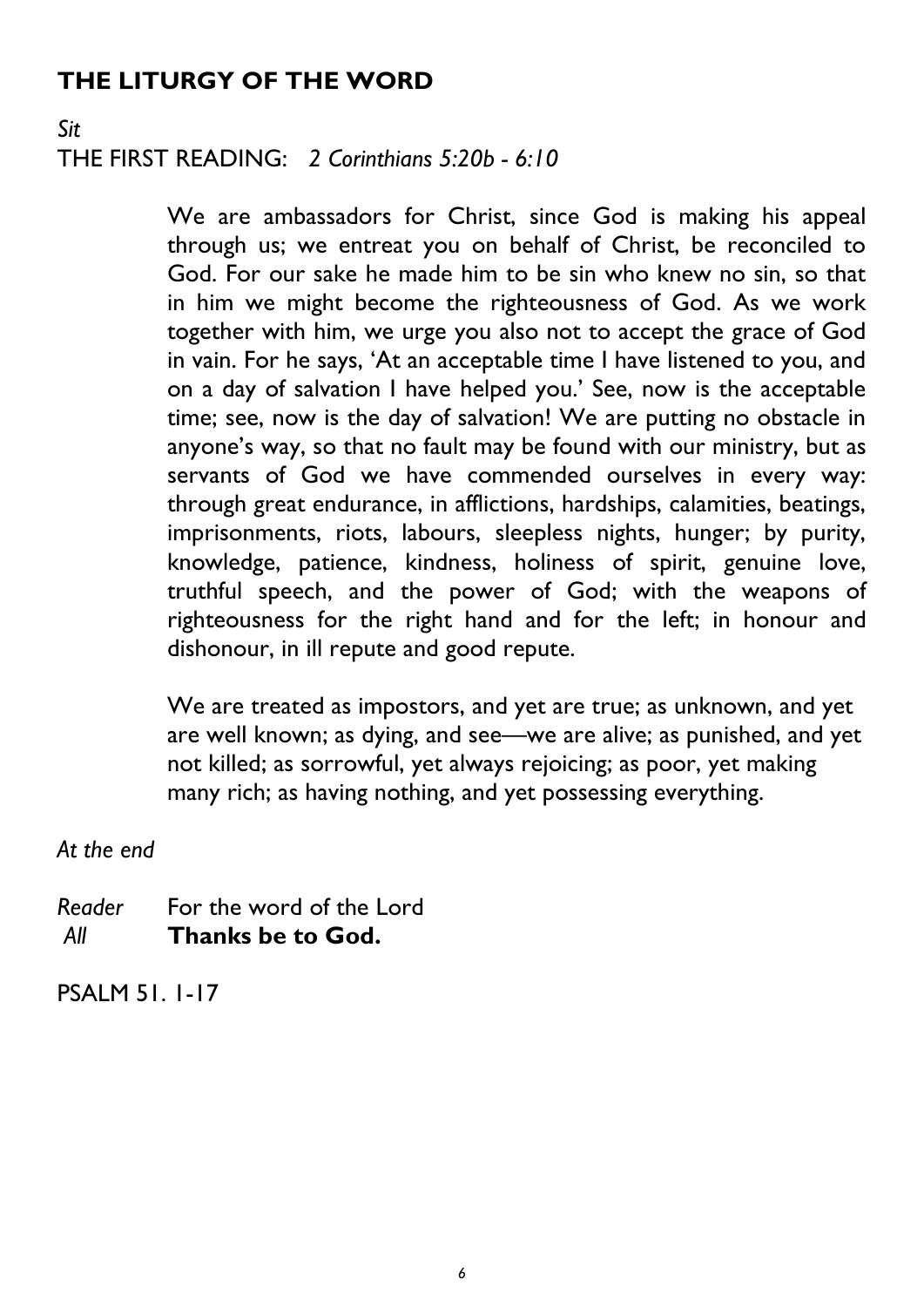## THE LITURGY OF THE WORD

*Sit*

THE FIRST READING: *2 Corinthians 5:20b - 6:10*

We are ambassadors for Christ, since God is making his appeal through us; we entreat you on behalf of Christ, be reconciled to God. For our sake he made him to be sin who knew no sin, so that in him we might become the righteousness of God. As we work together with him, we urge you also not to accept the grace of God in vain. For he says, 'At an acceptable time I have listened to you, and on a day of salvation I have helped you.' See, now is the acceptable time; see, now is the day of salvation! We are putting no obstacle in anyone's way, so that no fault may be found with our ministry, but as servants of God we have commended ourselves in every way: through great endurance, in afflictions, hardships, calamities, beatings, imprisonments, riots, labours, sleepless nights, hunger; by purity, knowledge, patience, kindness, holiness of spirit, genuine love, truthful speech, and the power of God; with the weapons of righteousness for the right hand and for the left; in honour and dishonour, in ill repute and good repute.

We are treated as impostors, and yet are true; as unknown, and yet are well known; as dying, and see—we are alive; as punished, and yet not killed; as sorrowful, yet always rejoicing; as poor, yet making many rich; as having nothing, and yet possessing everything.

*At the end*

*Reader* For the word of the Lord
*All* **Thanks be to God.**

PSALM 51. 1-17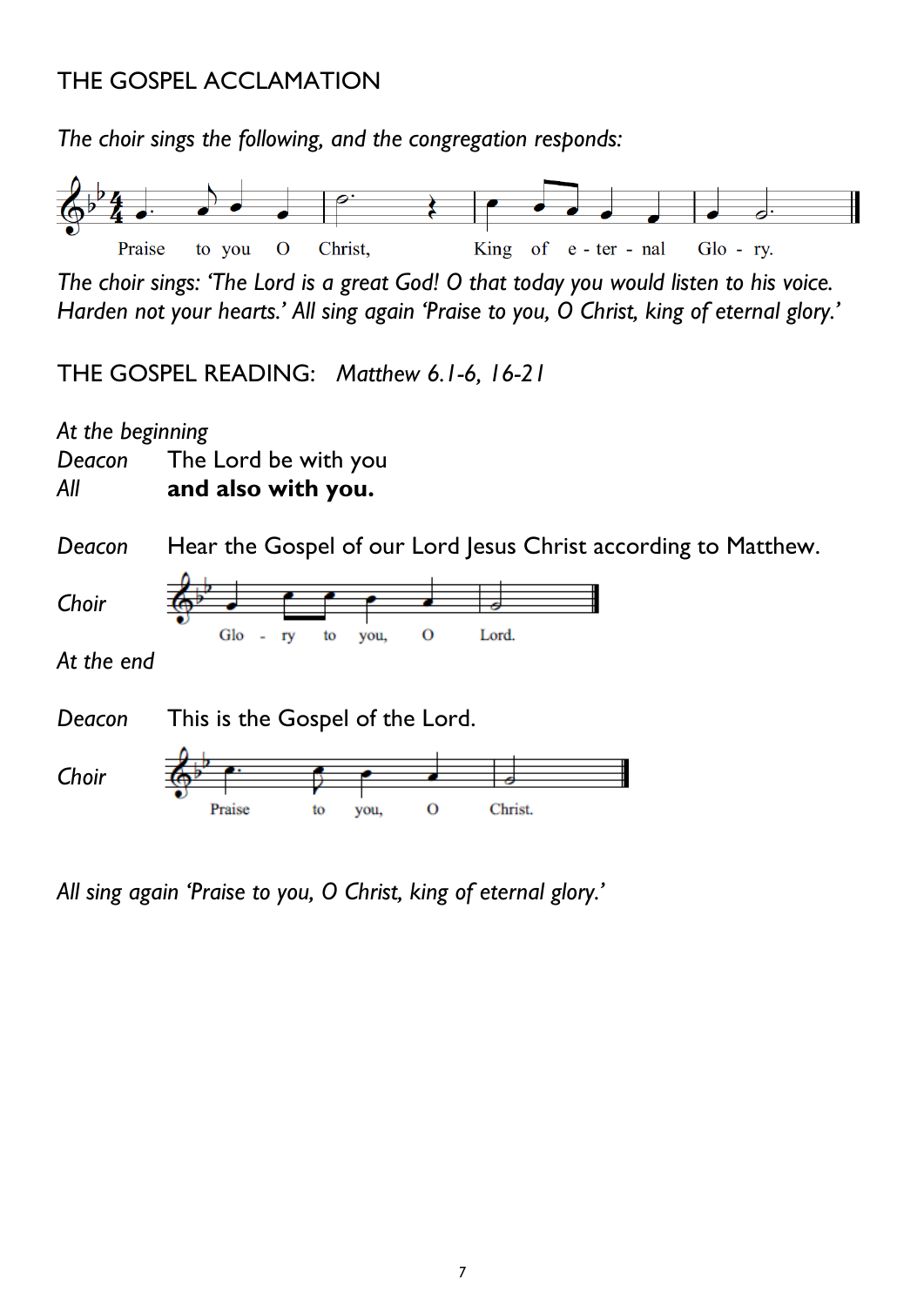## THE GOSPEL ACCLAMATION

*The choir sings the following, and the congregation responds:*

Praise to you O Christ, King of e - ter - nal Glo - ry.

*The choir sings: 'The Lord is a great God! O that today you would listen to his voice. Harden not your hearts.' All sing again 'Praise to you, O Christ, king of eternal glory.'*

## THE GOSPEL READING: *Matthew 6.1-6, 16-21*

*At the beginning*

*Deacon* The Lord be with you

*All* **and also with you.**

*Deacon* Hear the Gospel of our Lord Jesus Christ according to Matthew.

*Choir* Glo - ry to you, O Lord.

*At the end*

*Deacon* This is the Gospel of the Lord.

*Choir* Praise to you, O Christ.

*All sing again 'Praise to you, O Christ, king of eternal glory.'*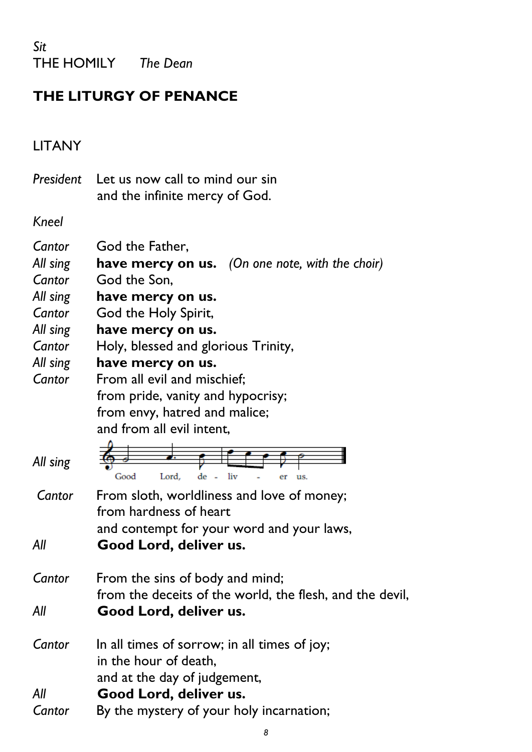*Sit*
THE HOMILY *The Dean*

## THE LITURGY OF PENANCE

### LITANY

*President* Let us now call to mind our sin
and the infinite mercy of God.

*Kneel*

*Cantor* God the Father,
*All sing* **have mercy on us.** *(On one note, with the choir)*
*Cantor* God the Son,
*All sing* **have mercy on us.**
*Cantor* God the Holy Spirit,
*All sing* **have mercy on us.**
*Cantor* Holy, blessed and glorious Trinity,
*All sing* **have mercy on us.**
*Cantor* From all evil and mischief;
from pride, vanity and hypocrisy;
from envy, hatred and malice;
and from all evil intent,
*All sing* Good Lord, de - liv - er us.

*Cantor* From sloth, worldliness and love of money;
from hardness of heart
and contempt for your word and your laws,
*All* **Good Lord, deliver us.**

*Cantor* From the sins of body and mind;
from the deceits of the world, the flesh, and the devil,
*All* **Good Lord, deliver us.**

*Cantor* In all times of sorrow; in all times of joy;
in the hour of death,
and at the day of judgement,
*All* **Good Lord, deliver us.**
*Cantor* By the mystery of your holy incarnation;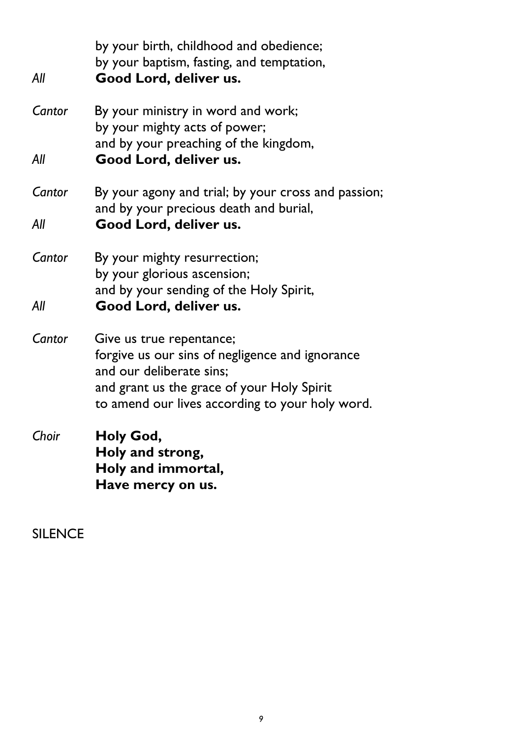by your birth, childhood and obedience;
by your baptism, fasting, and temptation,

*All* **Good Lord, deliver us.**

*Cantor* By your ministry in word and work;
by your mighty acts of power;
and by your preaching of the kingdom,

*All* **Good Lord, deliver us.**

*Cantor* By your agony and trial; by your cross and passion;
and by your precious death and burial,

*All* **Good Lord, deliver us.**

*Cantor* By your mighty resurrection;
by your glorious ascension;
and by your sending of the Holy Spirit,

*All* **Good Lord, deliver us.**

*Cantor* Give us true repentance;
forgive us our sins of negligence and ignorance
and our deliberate sins;
and grant us the grace of your Holy Spirit
to amend our lives according to your holy word.

*Choir* **Holy God,**
**Holy and strong,**
**Holy and immortal,**
**Have mercy on us.**

SILENCE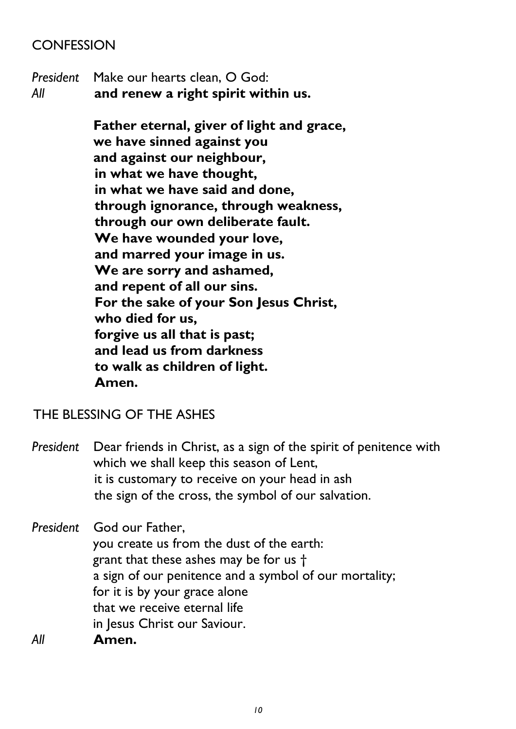## CONFESSION

*President* Make our hearts clean, O God:
*All* **and renew a right spirit within us.**

**Father eternal, giver of light and grace,**
**we have sinned against you**
**and against our neighbour,**
**in what we have thought,**
**in what we have said and done,**
**through ignorance, through weakness,**
**through our own deliberate fault.**
**We have wounded your love,**
**and marred your image in us.**
**We are sorry and ashamed,**
**and repent of all our sins.**
**For the sake of your Son Jesus Christ,**
**who died for us,**
**forgive us all that is past;**
**and lead us from darkness**
**to walk as children of light.**
**Amen.**

## THE BLESSING OF THE ASHES

*President* Dear friends in Christ, as a sign of the spirit of penitence with which we shall keep this season of Lent,
it is customary to receive on your head in ash
the sign of the cross, the symbol of our salvation.

*President* God our Father,
you create us from the dust of the earth:
grant that these ashes may be for us †
a sign of our penitence and a symbol of our mortality;
for it is by your grace alone
that we receive eternal life
in Jesus Christ our Saviour.
*All* **Amen.**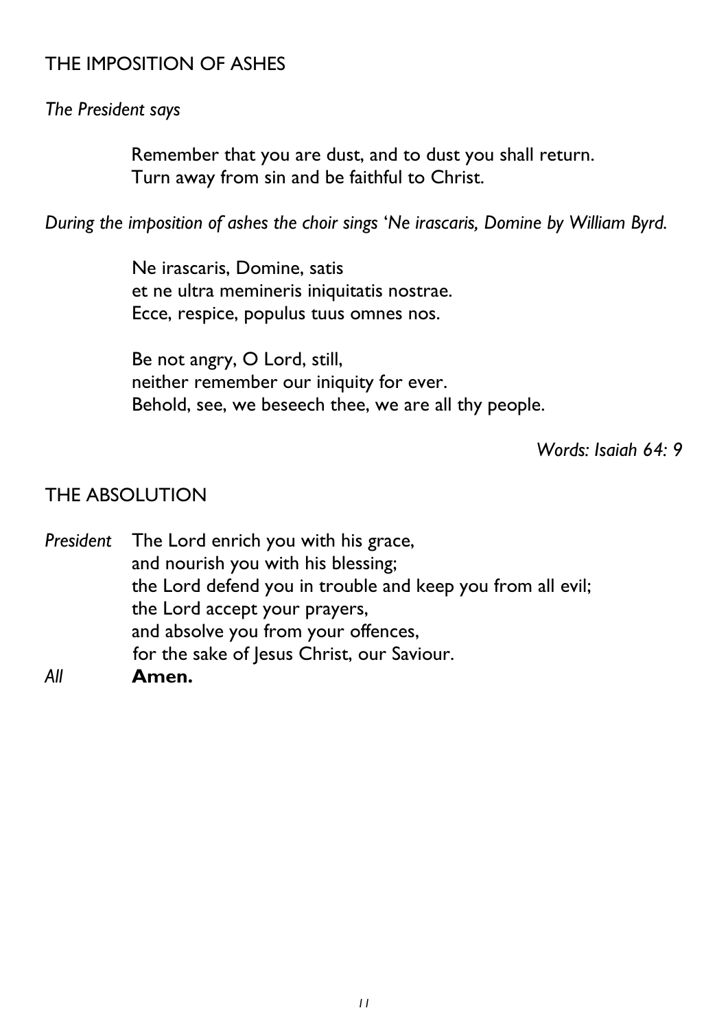## THE IMPOSITION OF ASHES

*The President says*

> Remember that you are dust, and to dust you shall return.
> Turn away from sin and be faithful to Christ.

*During the imposition of ashes the choir sings 'Ne irascaris, Domine by William Byrd.*

> Ne irascaris, Domine, satis
> et ne ultra memineris iniquitatis nostrae.
> Ecce, respice, populus tuus omnes nos.
>
> Be not angry, O Lord, still,
> neither remember our iniquity for ever.
> Behold, see, we beseech thee, we are all thy people.

*Words: Isaiah 64: 9*

## THE ABSOLUTION

*President* The Lord enrich you with his grace,
and nourish you with his blessing;
the Lord defend you in trouble and keep you from all evil;
the Lord accept your prayers,
and absolve you from your offences,
for the sake of Jesus Christ, our Saviour.

*All* **Amen.**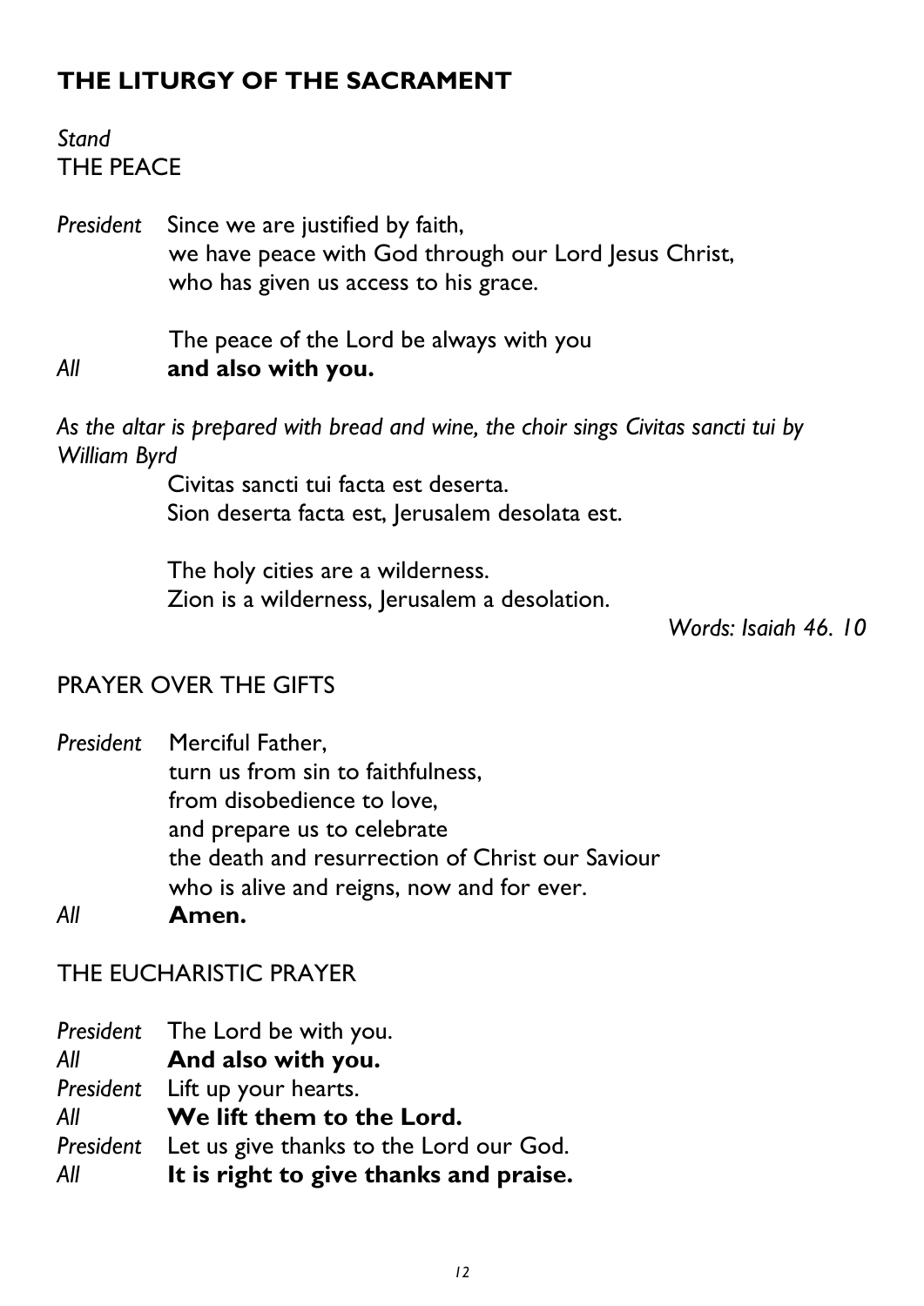## THE LITURGY OF THE SACRAMENT

*Stand*
THE PEACE

*President* Since we are justified by faith,
we have peace with God through our Lord Jesus Christ,
who has given us access to his grace.

The peace of the Lord be always with you
*All* **and also with you.**

*As the altar is prepared with bread and wine, the choir sings Civitas sancti tui by William Byrd*

Civitas sancti tui facta est deserta.
Sion deserta facta est, Jerusalem desolata est.

The holy cities are a wilderness.
Zion is a wilderness, Jerusalem a desolation.

*Words: Isaiah 46. 10*

PRAYER OVER THE GIFTS

*President* Merciful Father,
turn us from sin to faithfulness,
from disobedience to love,
and prepare us to celebrate
the death and resurrection of Christ our Saviour
who is alive and reigns, now and for ever.
*All* **Amen.**

THE EUCHARISTIC PRAYER

*President* The Lord be with you.
*All* **And also with you.**
*President* Lift up your hearts.
*All* **We lift them to the Lord.**
*President* Let us give thanks to the Lord our God.
*All* **It is right to give thanks and praise.**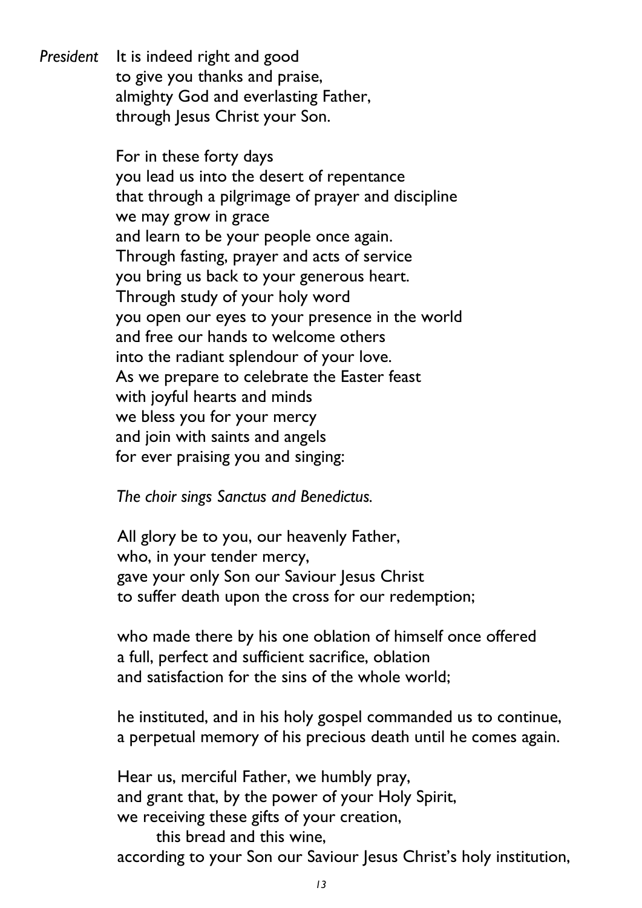*President* It is indeed right and good
to give you thanks and praise,
almighty God and everlasting Father,
through Jesus Christ your Son.

For in these forty days
you lead us into the desert of repentance
that through a pilgrimage of prayer and discipline
we may grow in grace
and learn to be your people once again.
Through fasting, prayer and acts of service
you bring us back to your generous heart.
Through study of your holy word
you open our eyes to your presence in the world
and free our hands to welcome others
into the radiant splendour of your love.
As we prepare to celebrate the Easter feast
with joyful hearts and minds
we bless you for your mercy
and join with saints and angels
for ever praising you and singing:

*The choir sings Sanctus and Benedictus.*

All glory be to you, our heavenly Father,
who, in your tender mercy,
gave your only Son our Saviour Jesus Christ
to suffer death upon the cross for our redemption;

who made there by his one oblation of himself once offered
a full, perfect and sufficient sacrifice, oblation
and satisfaction for the sins of the whole world;

he instituted, and in his holy gospel commanded us to continue,
a perpetual memory of his precious death until he comes again.

Hear us, merciful Father, we humbly pray,
and grant that, by the power of your Holy Spirit,
we receiving these gifts of your creation,
    this bread and this wine,
according to your Son our Saviour Jesus Christ's holy institution,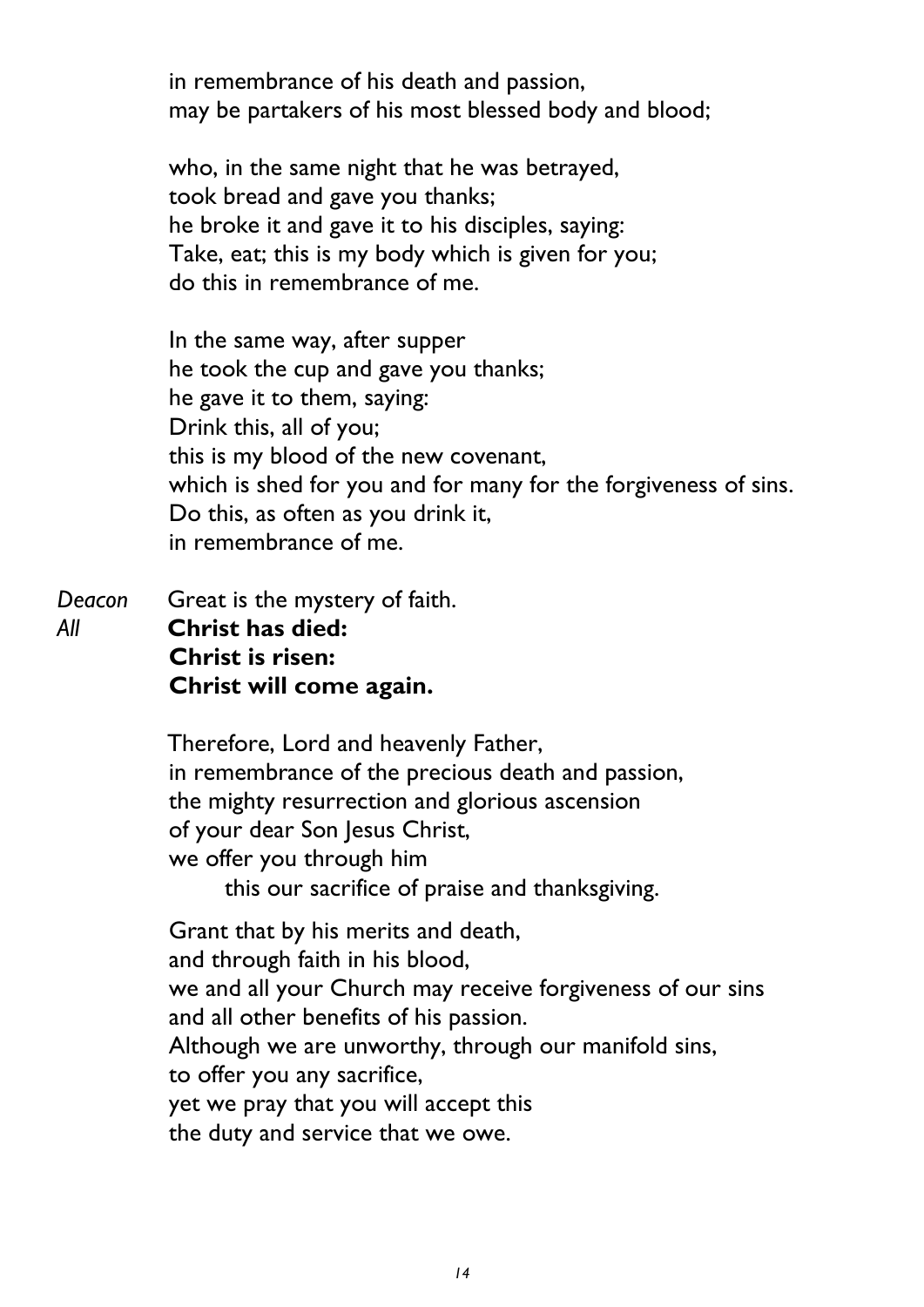in remembrance of his death and passion,
may be partakers of his most blessed body and blood;

who, in the same night that he was betrayed,
took bread and gave you thanks;
he broke it and gave it to his disciples, saying:
Take, eat; this is my body which is given for you;
do this in remembrance of me.

In the same way, after supper
he took the cup and gave you thanks;
he gave it to them, saying:
Drink this, all of you;
this is my blood of the new covenant,
which is shed for you and for many for the forgiveness of sins.
Do this, as often as you drink it,
in remembrance of me.

*Deacon* Great is the mystery of faith.
*All* **Christ has died:**
**Christ is risen:**
**Christ will come again.**

Therefore, Lord and heavenly Father,
in remembrance of the precious death and passion,
the mighty resurrection and glorious ascension
of your dear Son Jesus Christ,
we offer you through him
this our sacrifice of praise and thanksgiving.

Grant that by his merits and death,
and through faith in his blood,
we and all your Church may receive forgiveness of our sins
and all other benefits of his passion.
Although we are unworthy, through our manifold sins,
to offer you any sacrifice,
yet we pray that you will accept this
the duty and service that we owe.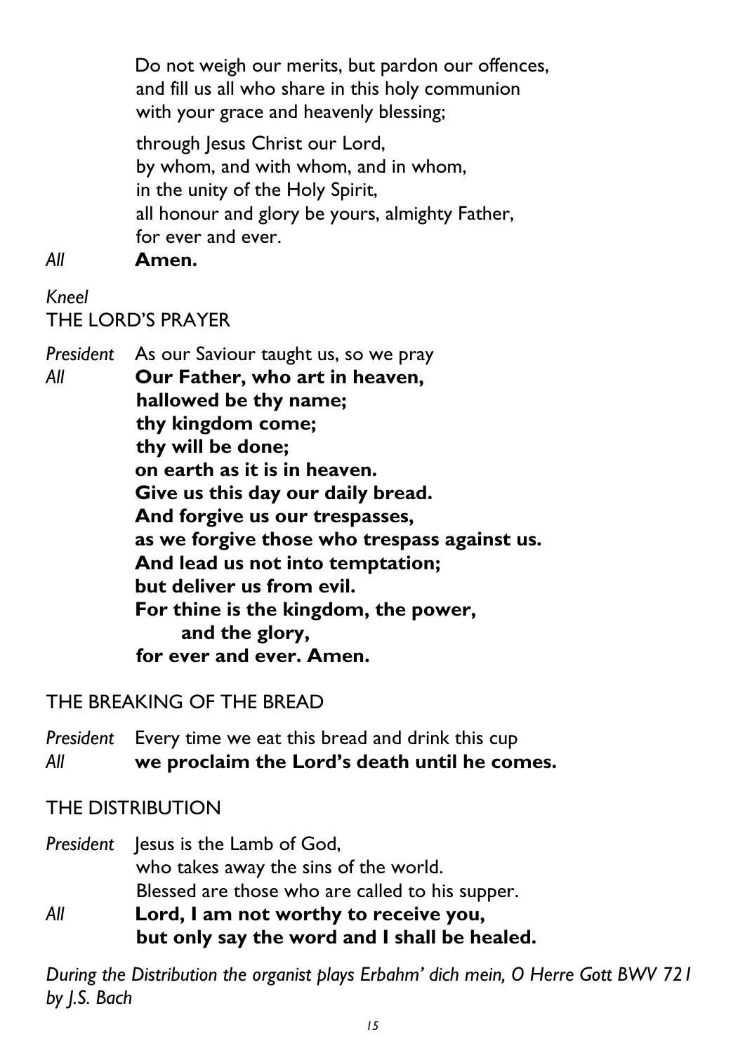Do not weigh our merits, but pardon our offences,
and fill us all who share in this holy communion
with your grace and heavenly blessing;

through Jesus Christ our Lord,
by whom, and with whom, and in whom,
in the unity of the Holy Spirit,
all honour and glory be yours, almighty Father,
for ever and ever.

*All* **Amen.**

*Kneel*

## THE LORD'S PRAYER

*President* As our Saviour taught us, so we pray

*All* **Our Father, who art in heaven,**
**hallowed be thy name;**
**thy kingdom come;**
**thy will be done;**
**on earth as it is in heaven.**
**Give us this day our daily bread.**
**And forgive us our trespasses,**
**as we forgive those who trespass against us.**
**And lead us not into temptation;**
**but deliver us from evil.**
**For thine is the kingdom, the power,**
**and the glory,**
**for ever and ever. Amen.**

## THE BREAKING OF THE BREAD

*President* Every time we eat this bread and drink this cup

*All* **we proclaim the Lord's death until he comes.**

## THE DISTRIBUTION

*President* Jesus is the Lamb of God,
who takes away the sins of the world.
Blessed are those who are called to his supper.

*All* **Lord, I am not worthy to receive you,**
**but only say the word and I shall be healed.**

*During the Distribution the organist plays Erbahm' dich mein, O Herre Gott BWV 721 by J.S. Bach*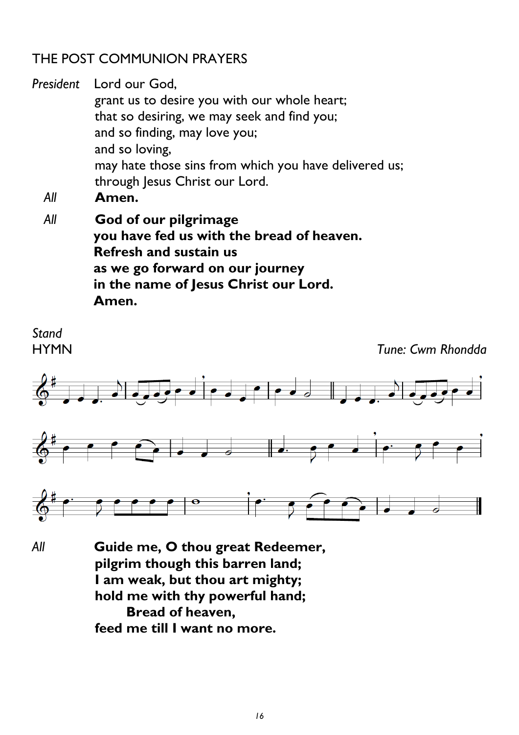## THE POST COMMUNION PRAYERS

*President* Lord our God,
grant us to desire you with our whole heart;
that so desiring, we may seek and find you;
and so finding, may love you;
and so loving,
may hate those sins from which you have delivered us;
through Jesus Christ our Lord.

*All* **Amen.**

*All* **God of our pilgrimage**
**you have fed us with the bread of heaven.**
**Refresh and sustain us**
**as we go forward on our journey**
**in the name of Jesus Christ our Lord.**
**Amen.**

*Stand*

HYMN *Tune: Cwm Rhondda*

*All* **Guide me, O thou great Redeemer,**
**pilgrim though this barren land;**
**I am weak, but thou art mighty;**
**hold me with thy powerful hand;**
**Bread of heaven,**
**feed me till I want no more.**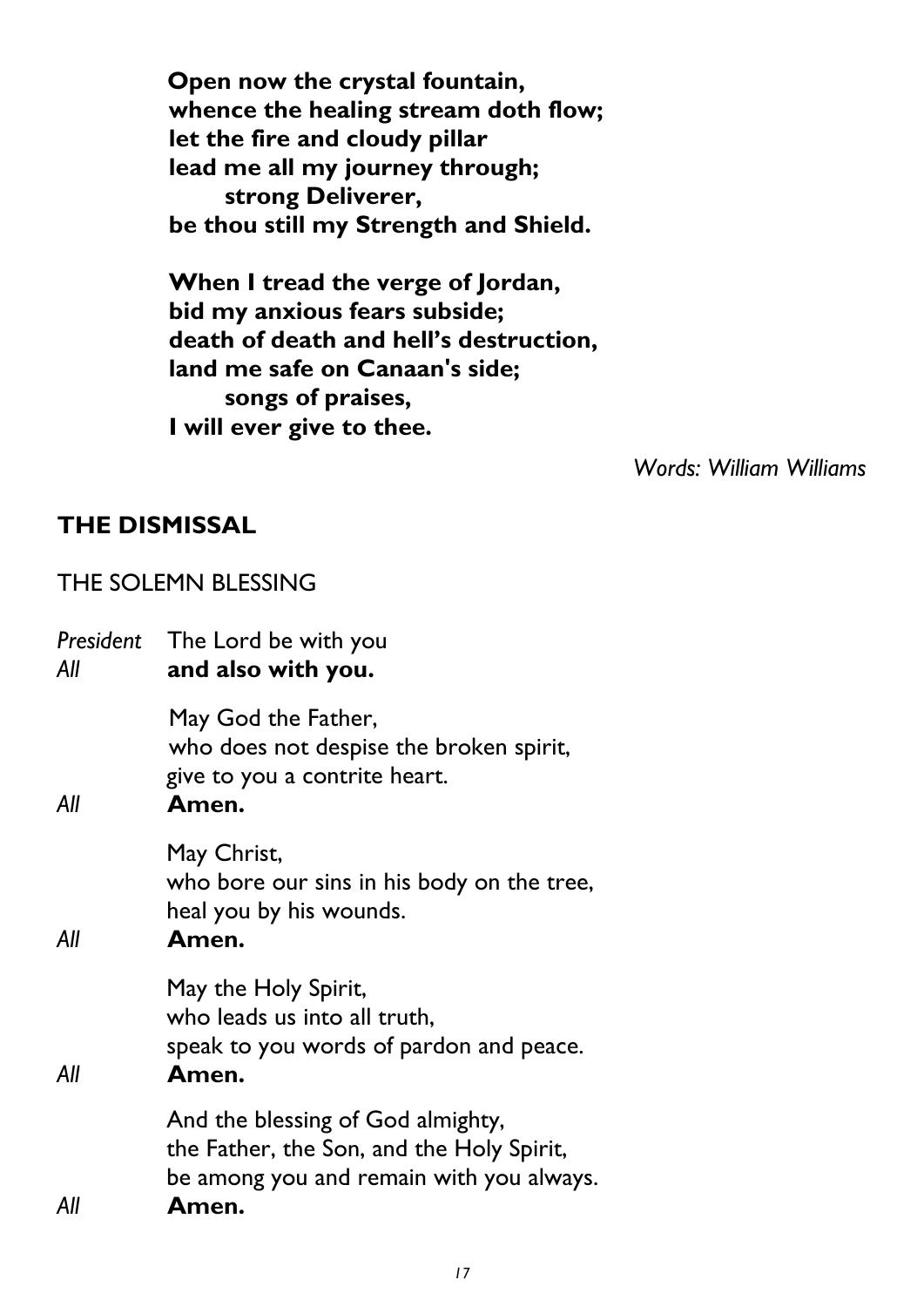**Open now the crystal fountain,**
**whence the healing stream doth flow;**
**let the fire and cloudy pillar**
**lead me all my journey through;**
**strong Deliverer,**
**be thou still my Strength and Shield.**

**When I tread the verge of Jordan,**
**bid my anxious fears subside;**
**death of death and hell's destruction,**
**land me safe on Canaan's side;**
**songs of praises,**
**I will ever give to thee.**

*Words: William Williams*

## THE DISMISSAL

THE SOLEMN BLESSING

*President* The Lord be with you
*All* **and also with you.**

May God the Father,
who does not despise the broken spirit,
give to you a contrite heart.
*All* **Amen.**

May Christ,
who bore our sins in his body on the tree,
heal you by his wounds.
*All* **Amen.**

May the Holy Spirit,
who leads us into all truth,
speak to you words of pardon and peace.
*All* **Amen.**

And the blessing of God almighty,
the Father, the Son, and the Holy Spirit,
be among you and remain with you always.
*All* **Amen.**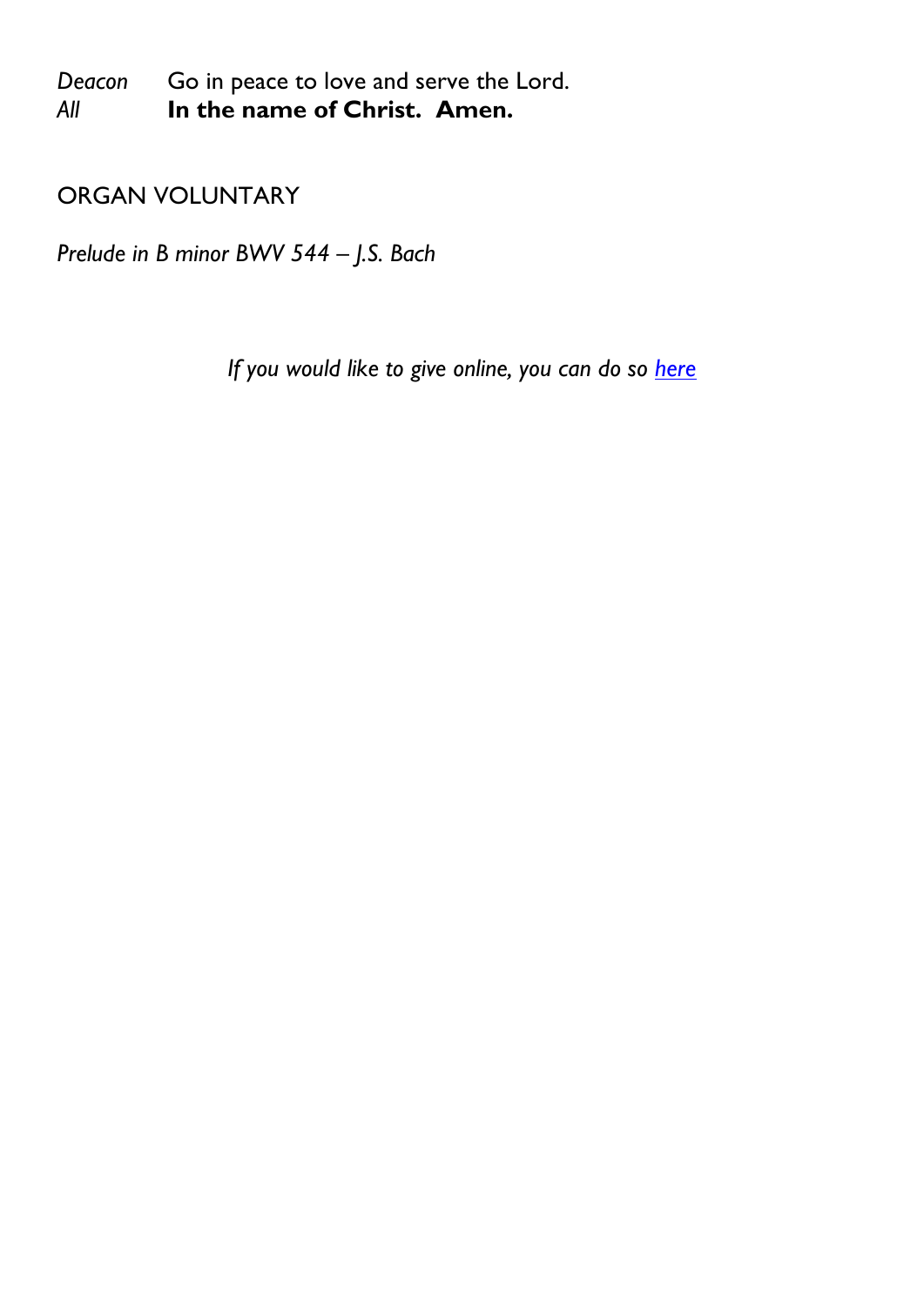*Deacon* Go in peace to love and serve the Lord.
*All* **In the name of Christ. Amen.**

ORGAN VOLUNTARY

*Prelude in B minor BWV 544 – J.S. Bach*

*If you would like to give online, you can do so here*